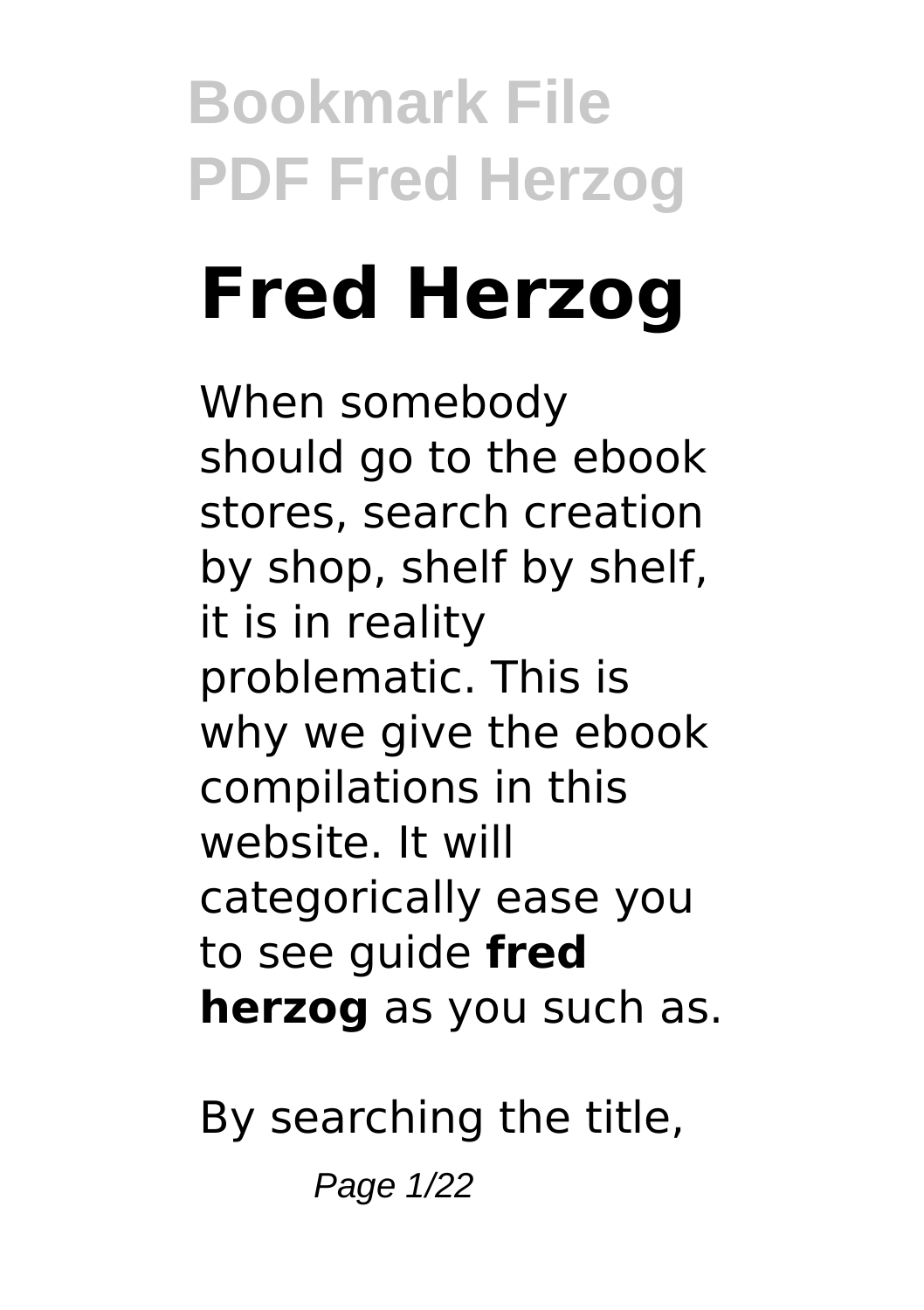# Fred Herzog

When somebody should go to the ebook stores, search creation by shop, shelf by shelf, it is in reality problematic. This is why we give the ebook compilations in this website. It will categorically ease you to see guide **fred herzog** as you such as.

By searching the title,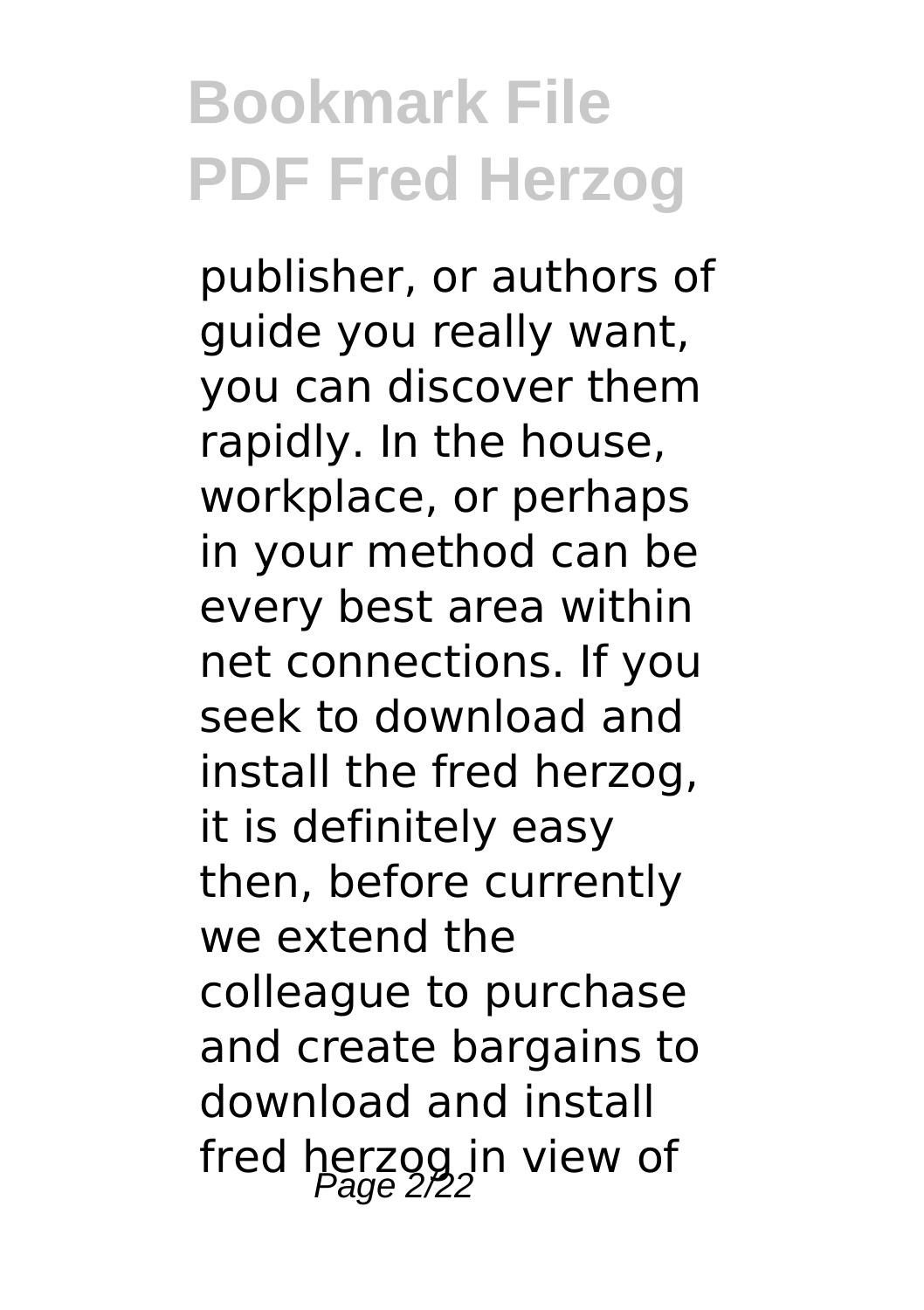publisher, or authors of guide you really want, you can discover them rapidly. In the house, workplace, or perhaps in your method can be every best area within net connections. If you seek to download and install the fred herzog, it is definitely easy then, before currently we extend the colleague to purchase and create bargains to download and install fred herzog in view of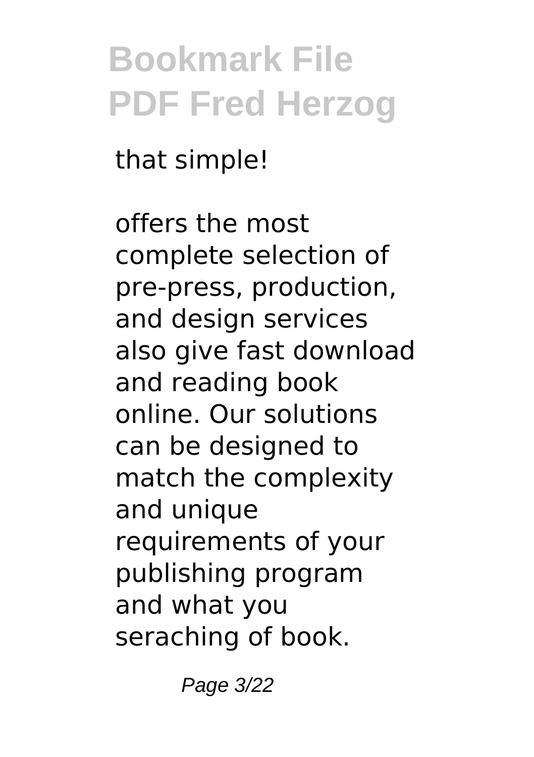that simple!

offers the most complete selection of pre-press, production, and design services also give fast download and reading book online. Our solutions can be designed to match the complexity and unique requirements of your publishing program and what you seraching of book.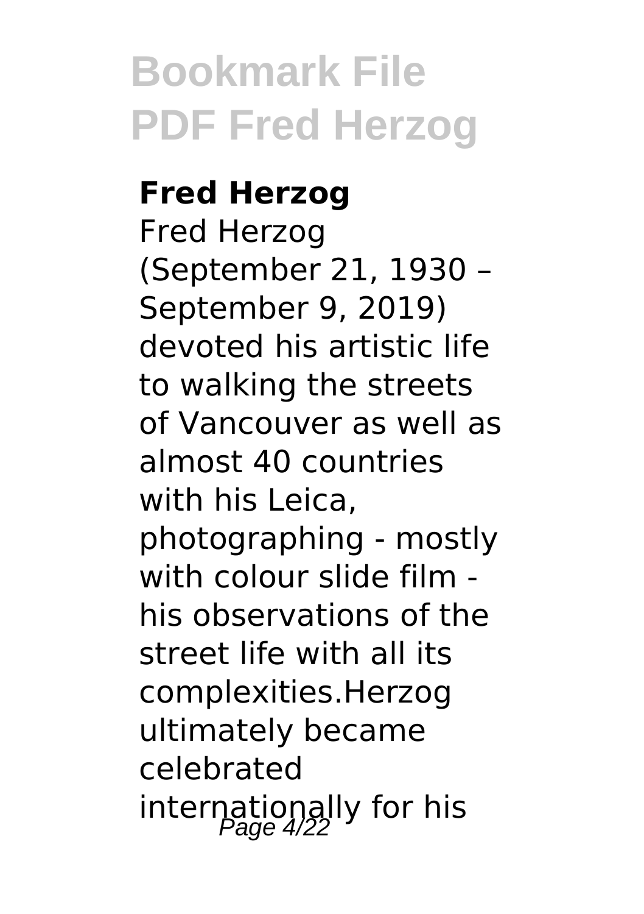**Fred Herzog**

Fred Herzog (September 21, 1930 – September 9, 2019) devoted his artistic life to walking the streets of Vancouver as well as almost 40 countries with his Leica, photographing - mostly with colour slide film - his observations of the street life with all its complexities.Herzog ultimately became celebrated internationally for his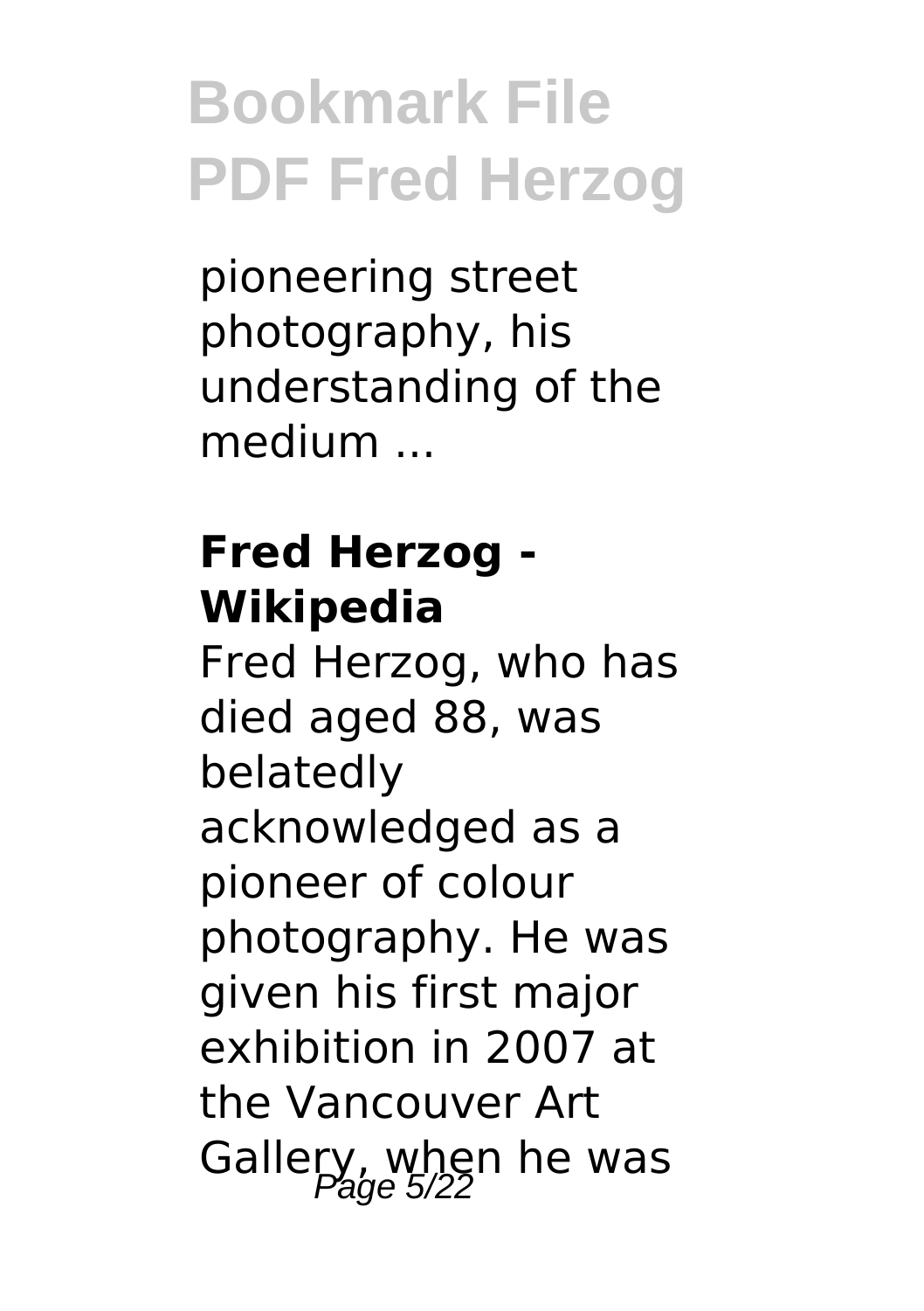pioneering street photography, his understanding of the medium ...

**Fred Herzog - Wikipedia**

Fred Herzog, who has died aged 88, was belatedly acknowledged as a pioneer of colour photography. He was given his first major exhibition in 2007 at the Vancouver Art Gallery, when he was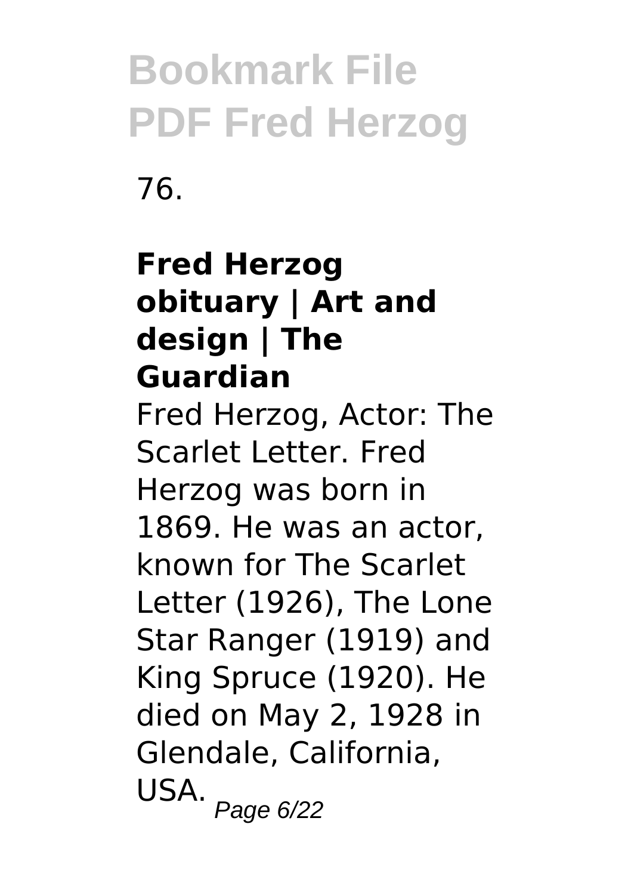76.

### Fred Herzog obituary | Art and design | The Guardian

Fred Herzog, Actor: The Scarlet Letter. Fred Herzog was born in 1869. He was an actor, known for The Scarlet Letter (1926), The Lone Star Ranger (1919) and King Spruce (1920). He died on May 2, 1928 in Glendale, California, USA.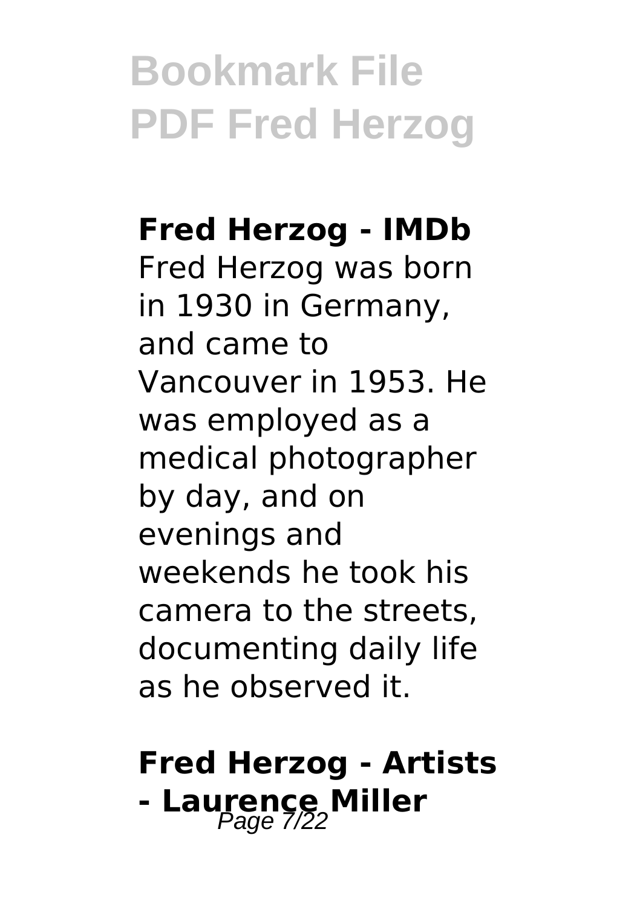### Fred Herzog - IMDb

Fred Herzog was born in 1930 in Germany, and came to Vancouver in 1953. He was employed as a medical photographer by day, and on evenings and weekends he took his camera to the streets, documenting daily life as he observed it.

### Fred Herzog - Artists - Laurence Miller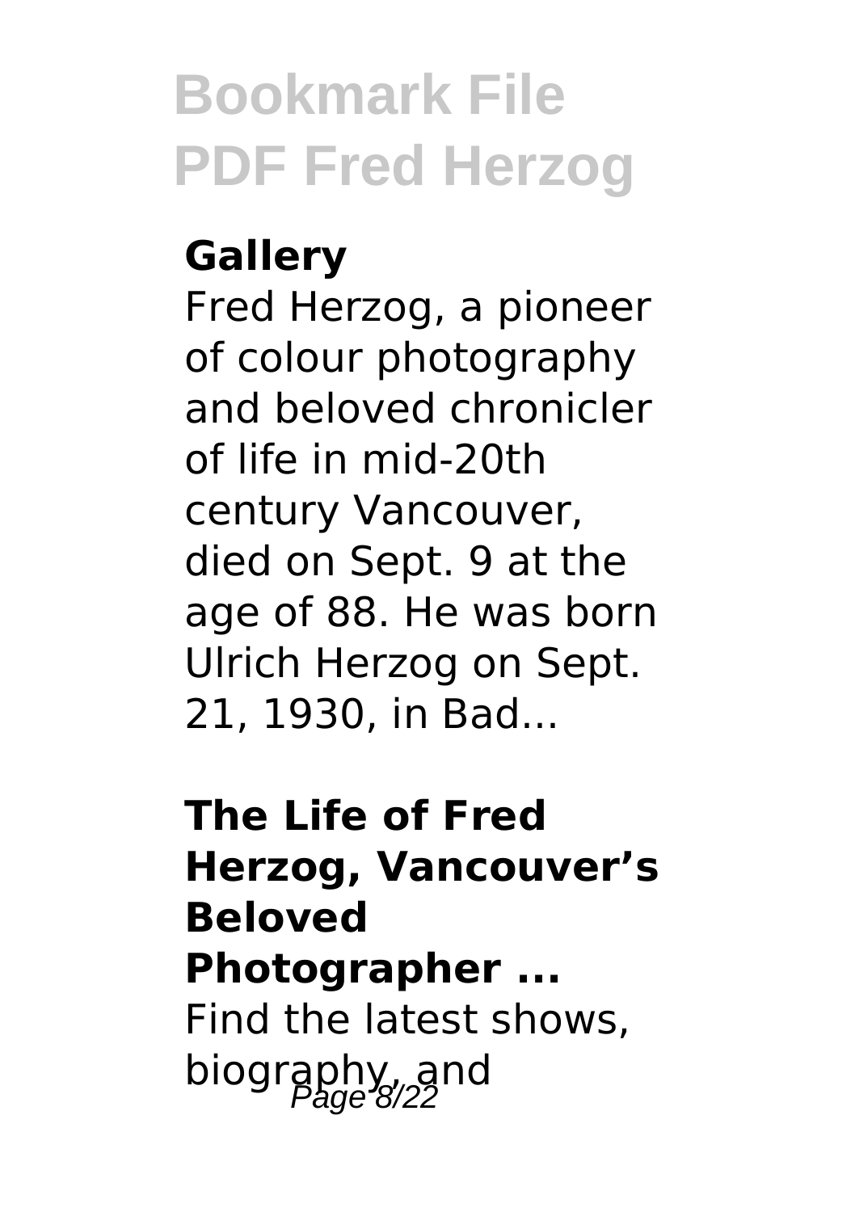**Gallery**

Fred Herzog, a pioneer of colour photography and beloved chronicler of life in mid-20th century Vancouver, died on Sept. 9 at the age of 88. He was born Ulrich Herzog on Sept. 21, 1930, in Bad...

**The Life of Fred Herzog, Vancouver's Beloved Photographer ...**

Find the latest shows, biography, and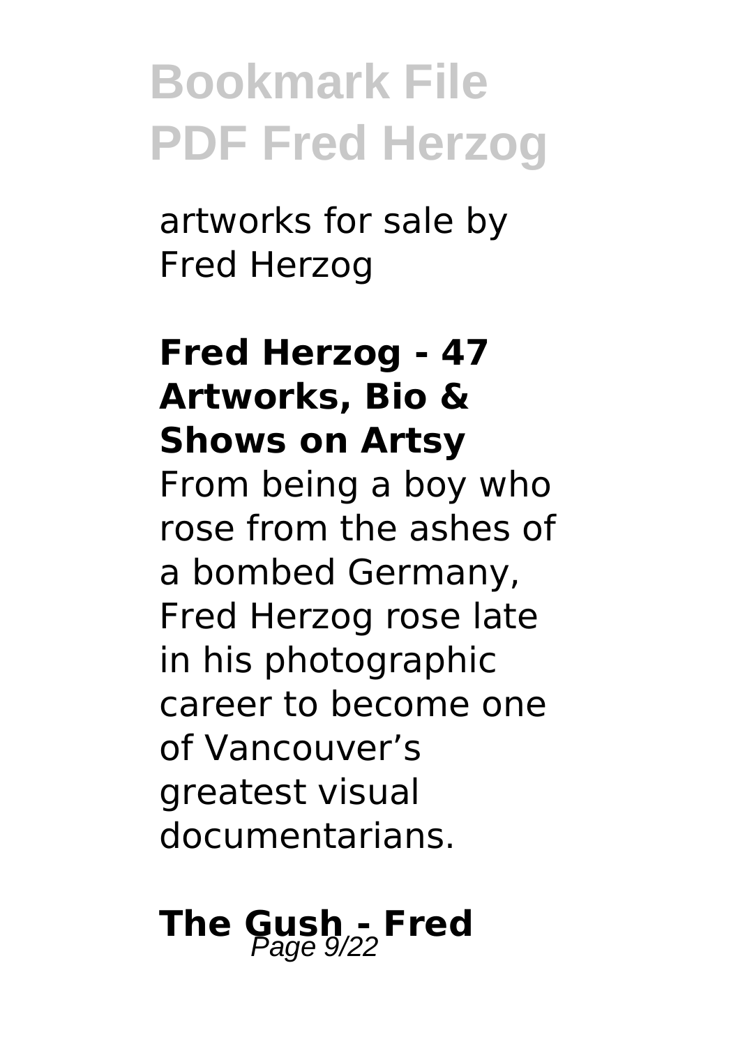artworks for sale by Fred Herzog

**Fred Herzog - 47 Artworks, Bio & Shows on Artsy**

From being a boy who rose from the ashes of a bombed Germany, Fred Herzog rose late in his photographic career to become one of Vancouver's greatest visual documentarians.

**The Gush - Fred**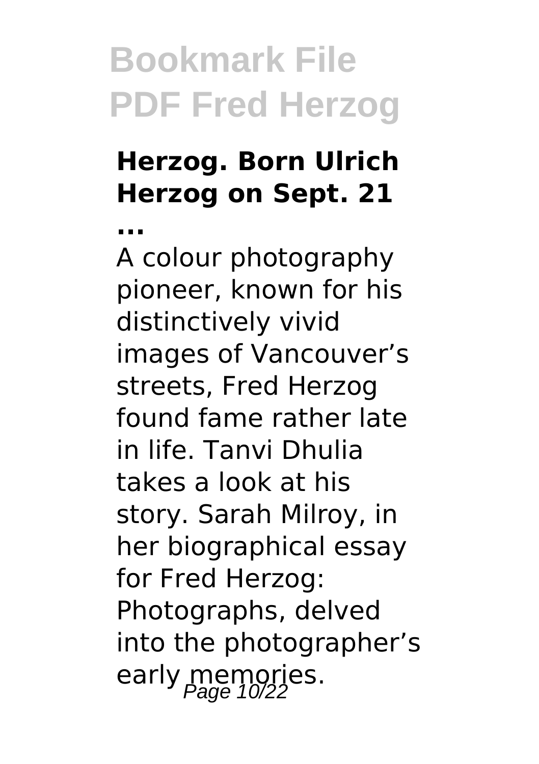### Herzog. Born Ulrich Herzog on Sept. 21 ...

A colour photography pioneer, known for his distinctively vivid images of Vancouver's streets, Fred Herzog found fame rather late in life. Tanvi Dhulia takes a look at his story. Sarah Milroy, in her biographical essay for Fred Herzog: Photographs, delved into the photographer's early memories.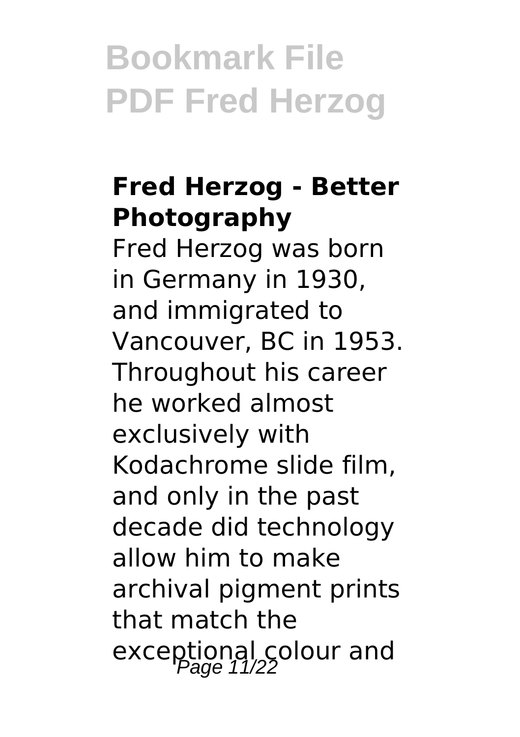### Fred Herzog - Better Photography

Fred Herzog was born in Germany in 1930, and immigrated to Vancouver, BC in 1953. Throughout his career he worked almost exclusively with Kodachrome slide film, and only in the past decade did technology allow him to make archival pigment prints that match the exceptional colour and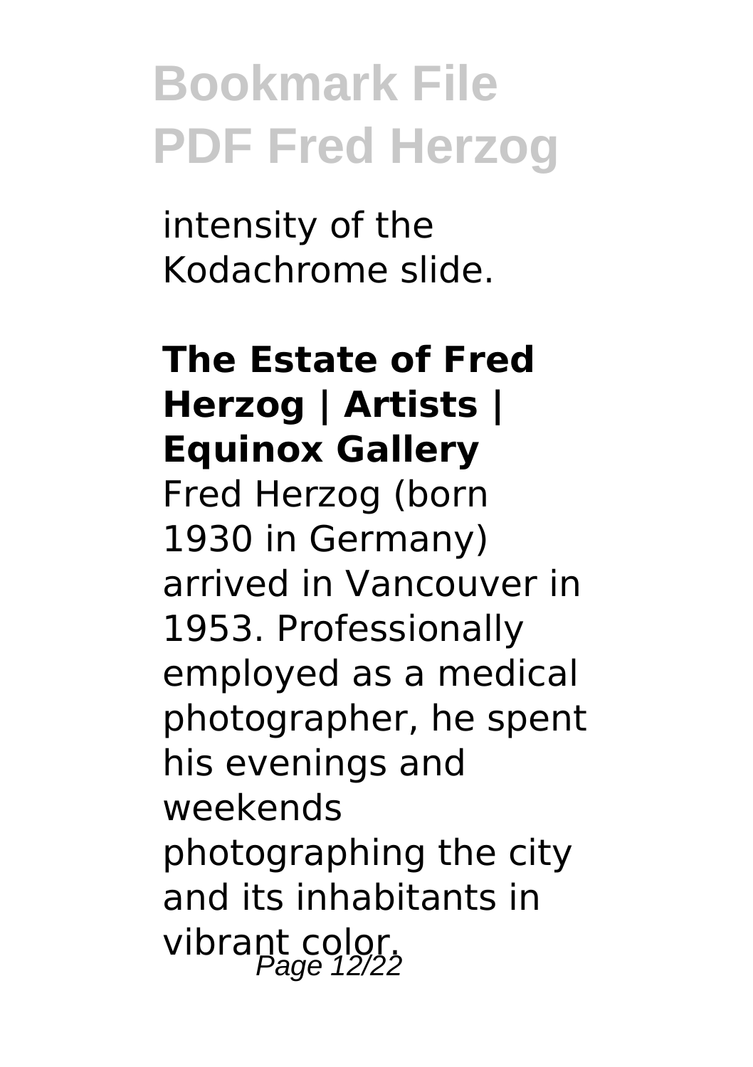intensity of the Kodachrome slide.

**The Estate of Fred Herzog | Artists | Equinox Gallery**

Fred Herzog (born 1930 in Germany) arrived in Vancouver in 1953. Professionally employed as a medical photographer, he spent his evenings and weekends photographing the city and its inhabitants in vibrant color.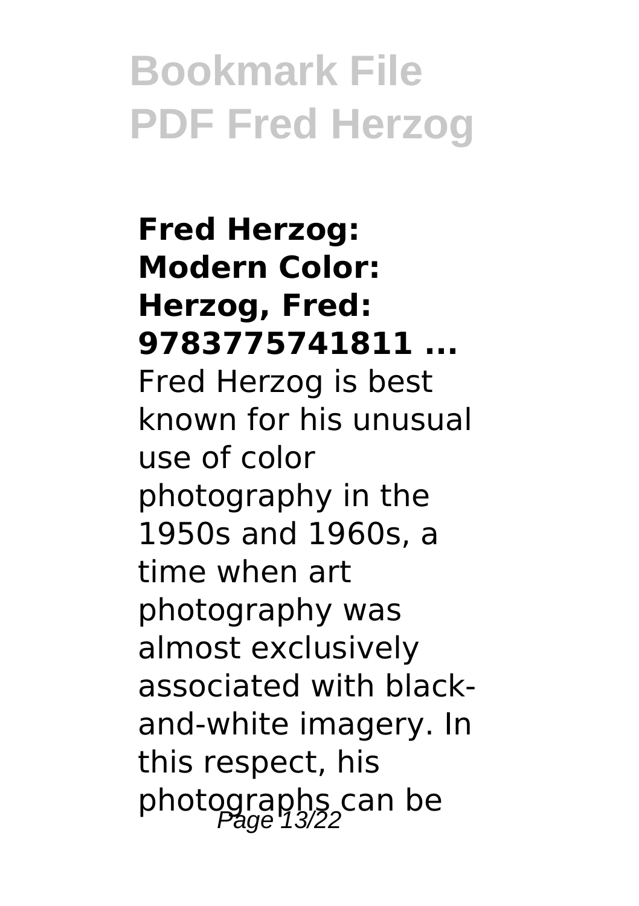**Fred Herzog: Modern Color: Herzog, Fred: 9783775741811 ...**

Fred Herzog is best known for his unusual use of color photography in the 1950s and 1960s, a time when art photography was almost exclusively associated with black-and-white imagery. In this respect, his photographs can be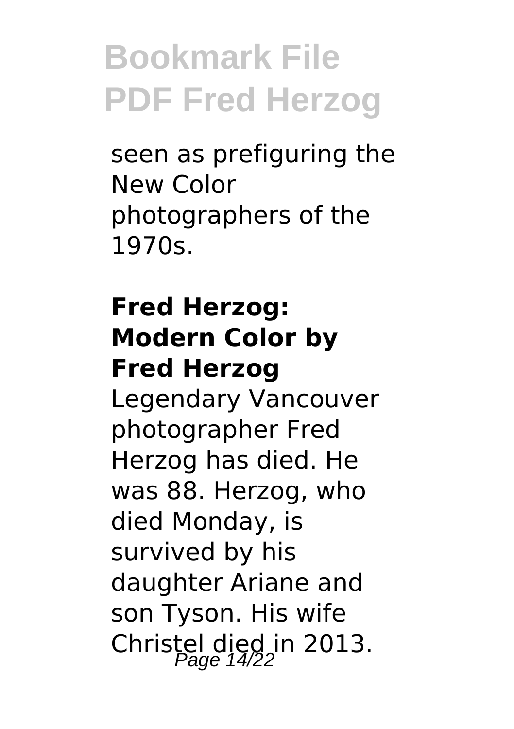seen as prefiguring the New Color photographers of the 1970s.

**Fred Herzog: Modern Color by Fred Herzog**

Legendary Vancouver photographer Fred Herzog has died. He was 88. Herzog, who died Monday, is survived by his daughter Ariane and son Tyson. His wife Christel died in 2013.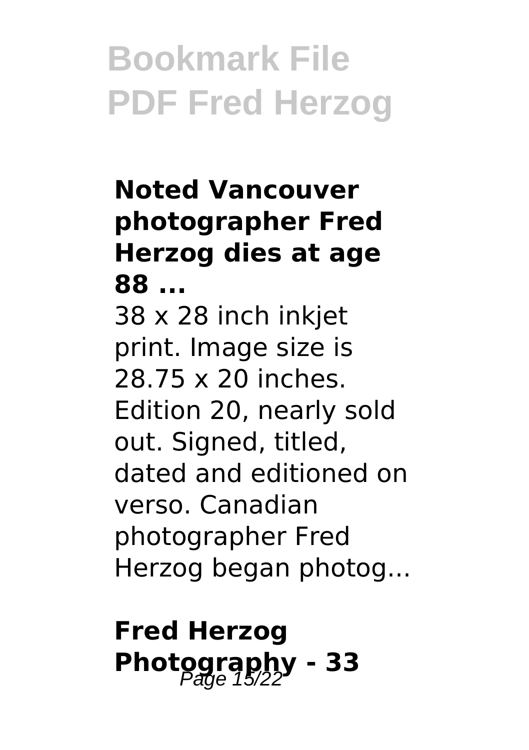### Noted Vancouver photographer Fred Herzog dies at age 88 ...

38 x 28 inch inkjet print. Image size is 28.75 x 20 inches. Edition 20, nearly sold out. Signed, titled, dated and editioned on verso. Canadian photographer Fred Herzog began photog...

### Fred Herzog Photography - 33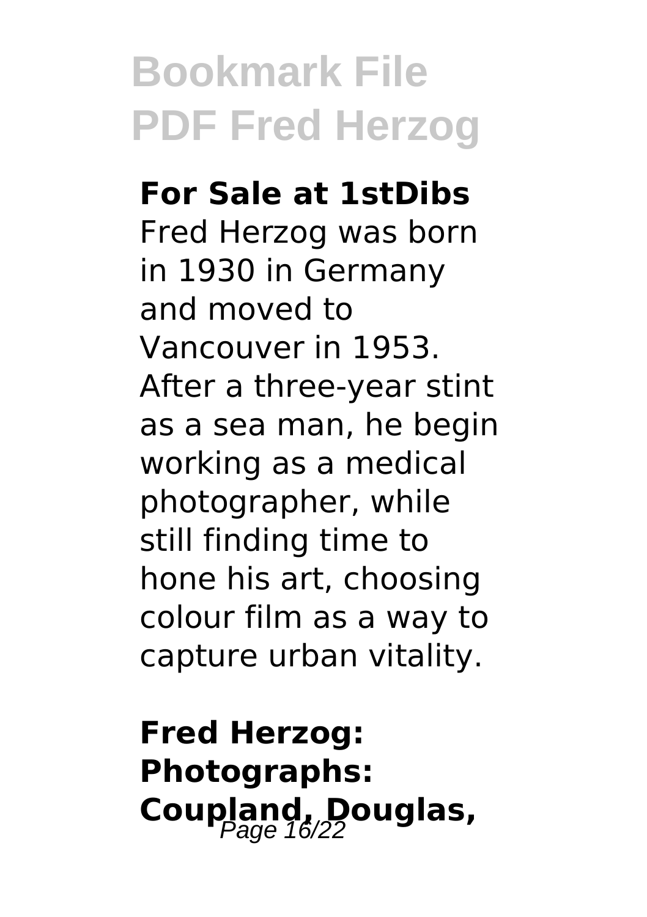**For Sale at 1stDibs**

Fred Herzog was born in 1930 in Germany and moved to Vancouver in 1953. After a three-year stint as a sea man, he begin working as a medical photographer, while still finding time to hone his art, choosing colour film as a way to capture urban vitality.

**Fred Herzog: Photographs: Coupland, Douglas,**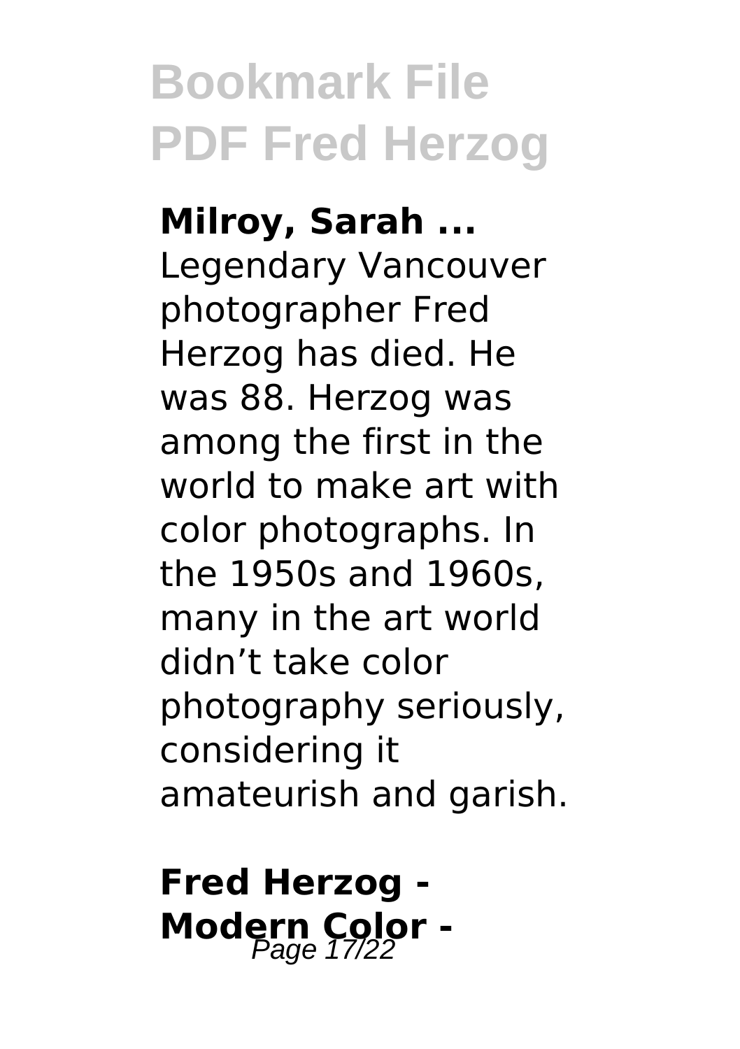**Milroy, Sarah ...**

Legendary Vancouver photographer Fred Herzog has died. He was 88. Herzog was among the first in the world to make art with color photographs. In the 1950s and 1960s, many in the art world didn't take color photography seriously, considering it amateurish and garish.

**Fred Herzog - Modern Color -**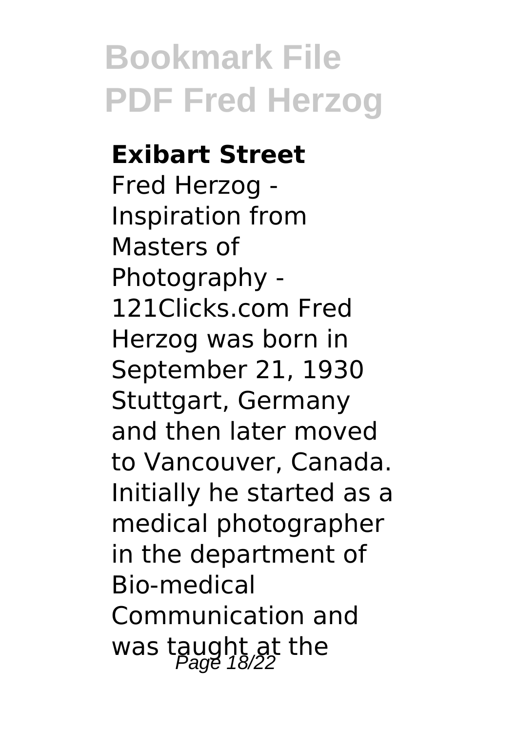**Exibart Street**

Fred Herzog - Inspiration from Masters of Photography - 121Clicks.com Fred Herzog was born in September 21, 1930 Stuttgart, Germany and then later moved to Vancouver, Canada. Initially he started as a medical photographer in the department of Bio-medical Communication and was taught at the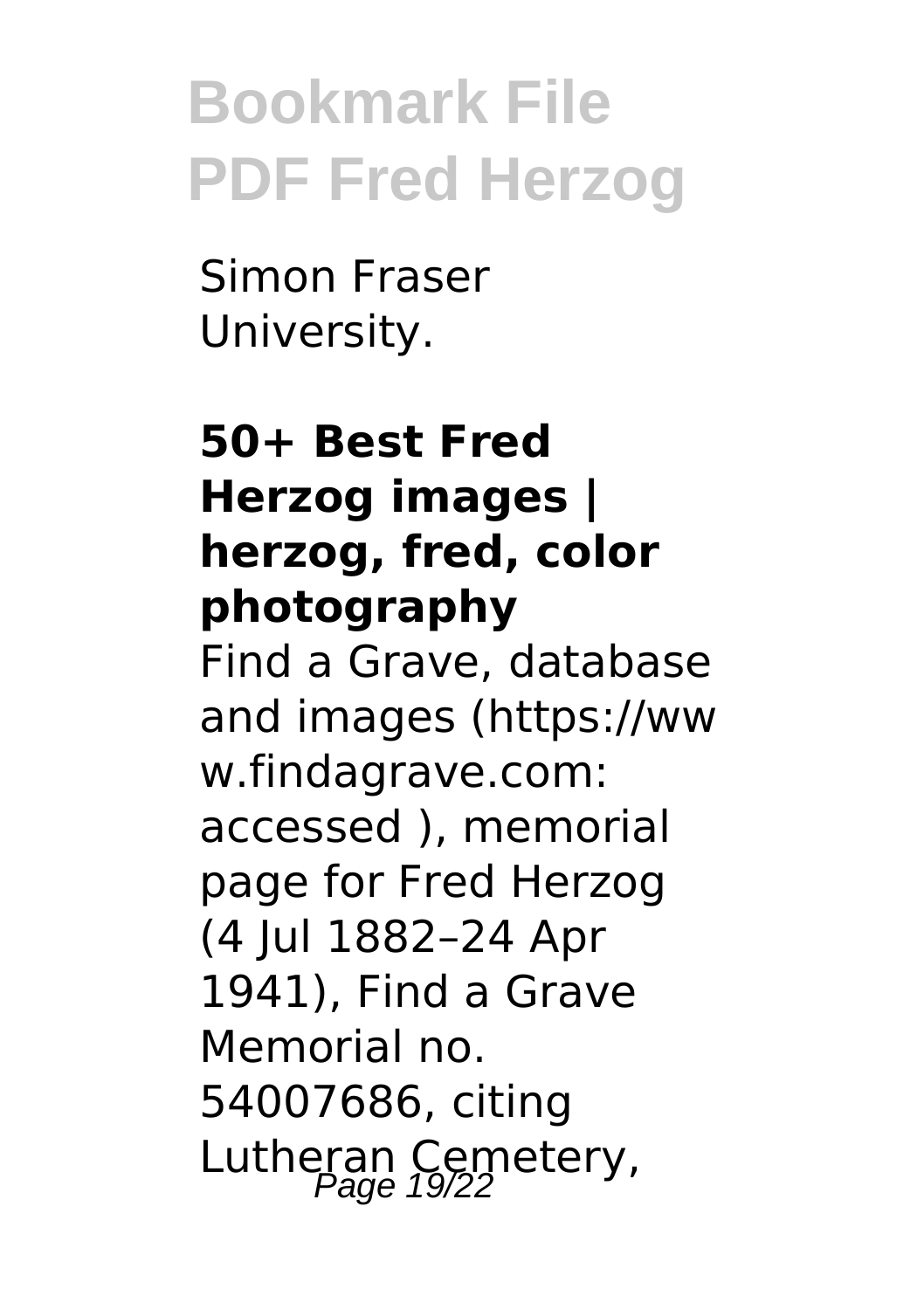Simon Fraser University.

### 50+ Best Fred Herzog images | herzog, fred, color photography

Find a Grave, database and images (https://www.findagrave.com: accessed ), memorial page for Fred Herzog (4 Jul 1882–24 Apr 1941), Find a Grave Memorial no. 54007686, citing Lutheran Cemetery,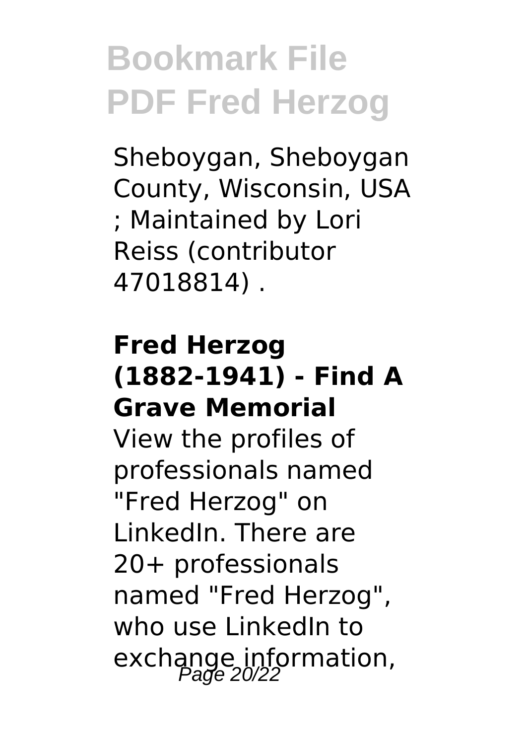Sheboygan, Sheboygan County, Wisconsin, USA ; Maintained by Lori Reiss (contributor 47018814) .

### Fred Herzog (1882-1941) - Find A Grave Memorial

View the profiles of professionals named "Fred Herzog" on LinkedIn. There are 20+ professionals named "Fred Herzog", who use LinkedIn to exchange information,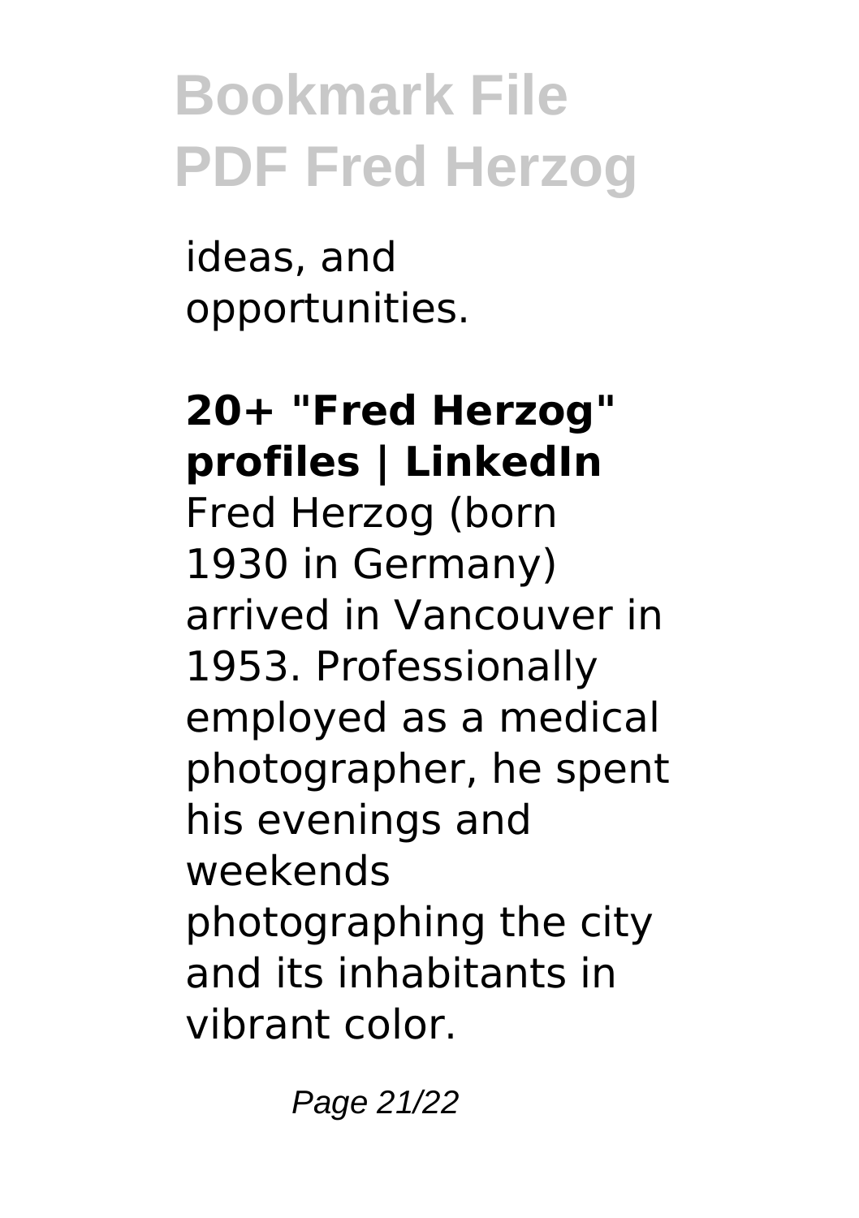ideas, and opportunities.

**20+ "Fred Herzog" profiles | LinkedIn**

Fred Herzog (born 1930 in Germany) arrived in Vancouver in 1953. Professionally employed as a medical photographer, he spent his evenings and weekends photographing the city and its inhabitants in vibrant color.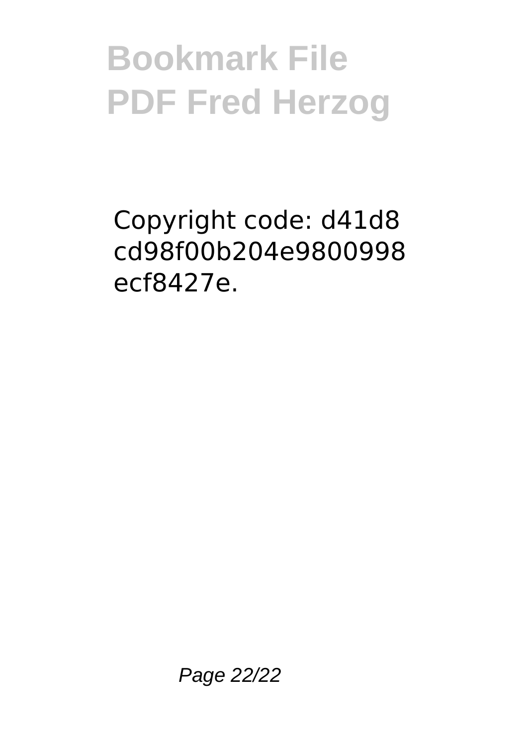# Bookmark File PDF Fred Herzog

Copyright code: d41d8cd98f00b204e9800998ecf8427e.